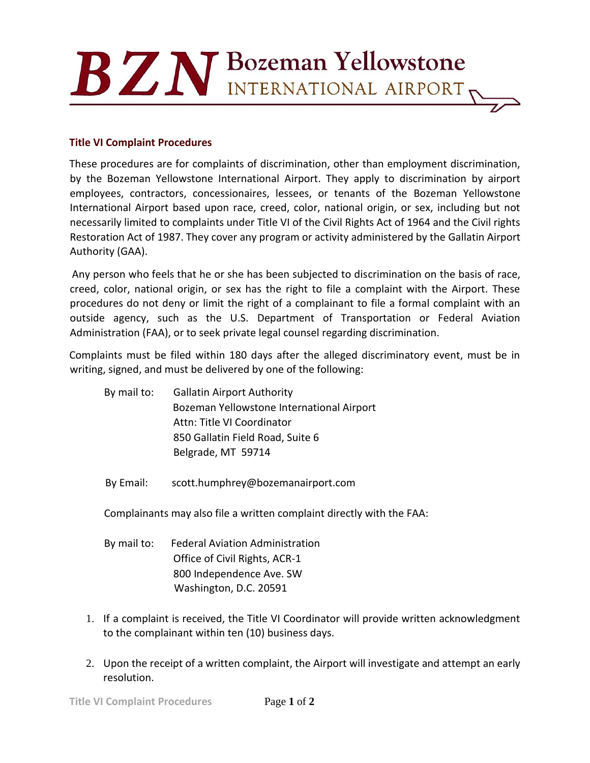# BZN Bozeman Yellowstone INTERNATIONAL AIRPORT

## Title VI Complaint Procedures

These procedures are for complaints of discrimination, other than employment discrimination, by the Bozeman Yellowstone International Airport. They apply to discrimination by airport employees, contractors, concessionaires, lessees, or tenants of the Bozeman Yellowstone International Airport based upon race, creed, color, national origin, or sex, including but not necessarily limited to complaints under Title VI of the Civil Rights Act of 1964 and the Civil rights Restoration Act of 1987. They cover any program or activity administered by the Gallatin Airport Authority (GAA).

Any person who feels that he or she has been subjected to discrimination on the basis of race, creed, color, national origin, or sex has the right to file a complaint with the Airport. These procedures do not deny or limit the right of a complainant to file a formal complaint with an outside agency, such as the U.S. Department of Transportation or Federal Aviation Administration (FAA), or to seek private legal counsel regarding discrimination.

Complaints must be filed within 180 days after the alleged discriminatory event, must be in writing, signed, and must be delivered by one of the following:

By mail to:
Gallatin Airport Authority
Bozeman Yellowstone International Airport
Attn: Title VI Coordinator
850 Gallatin Field Road, Suite 6
Belgrade, MT 59714

By Email: scott.humphrey@bozemanairport.com

Complainants may also file a written complaint directly with the FAA:

By mail to:
Federal Aviation Administration
Office of Civil Rights, ACR-1
800 Independence Ave. SW
Washington, D.C. 20591

1. If a complaint is received, the Title VI Coordinator will provide written acknowledgment to the complainant within ten (10) business days.
2. Upon the receipt of a written complaint, the Airport will investigate and attempt an early resolution.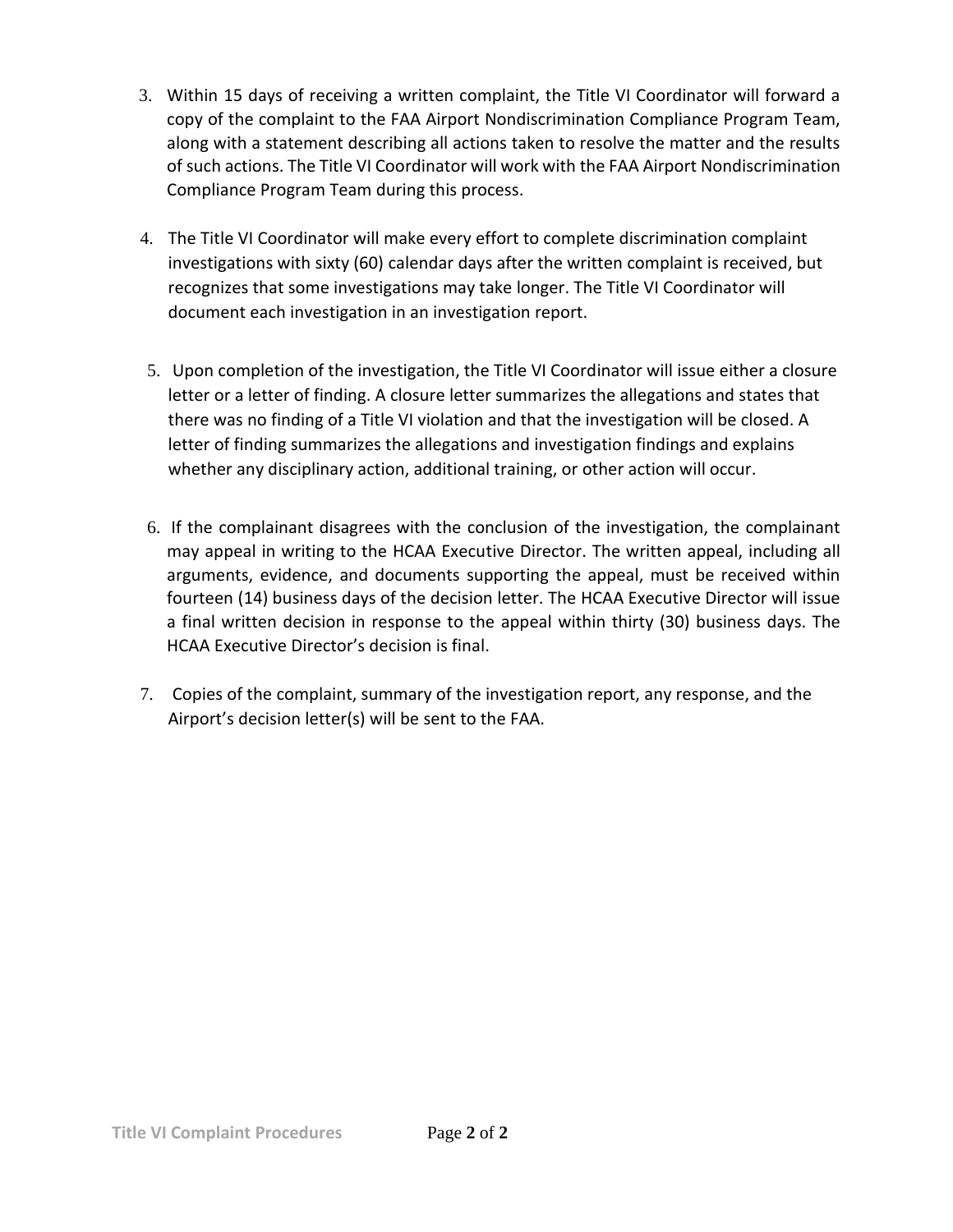3. Within 15 days of receiving a written complaint, the Title VI Coordinator will forward a copy of the complaint to the FAA Airport Nondiscrimination Compliance Program Team, along with a statement describing all actions taken to resolve the matter and the results of such actions. The Title VI Coordinator will work with the FAA Airport Nondiscrimination Compliance Program Team during this process.

4. The Title VI Coordinator will make every effort to complete discrimination complaint investigations with sixty (60) calendar days after the written complaint is received, but recognizes that some investigations may take longer. The Title VI Coordinator will document each investigation in an investigation report.

5. Upon completion of the investigation, the Title VI Coordinator will issue either a closure letter or a letter of finding. A closure letter summarizes the allegations and states that there was no finding of a Title VI violation and that the investigation will be closed. A letter of finding summarizes the allegations and investigation findings and explains whether any disciplinary action, additional training, or other action will occur.

6. If the complainant disagrees with the conclusion of the investigation, the complainant may appeal in writing to the HCAA Executive Director. The written appeal, including all arguments, evidence, and documents supporting the appeal, must be received within fourteen (14) business days of the decision letter. The HCAA Executive Director will issue a final written decision in response to the appeal within thirty (30) business days. The HCAA Executive Director's decision is final.

7. Copies of the complaint, summary of the investigation report, any response, and the Airport's decision letter(s) will be sent to the FAA.